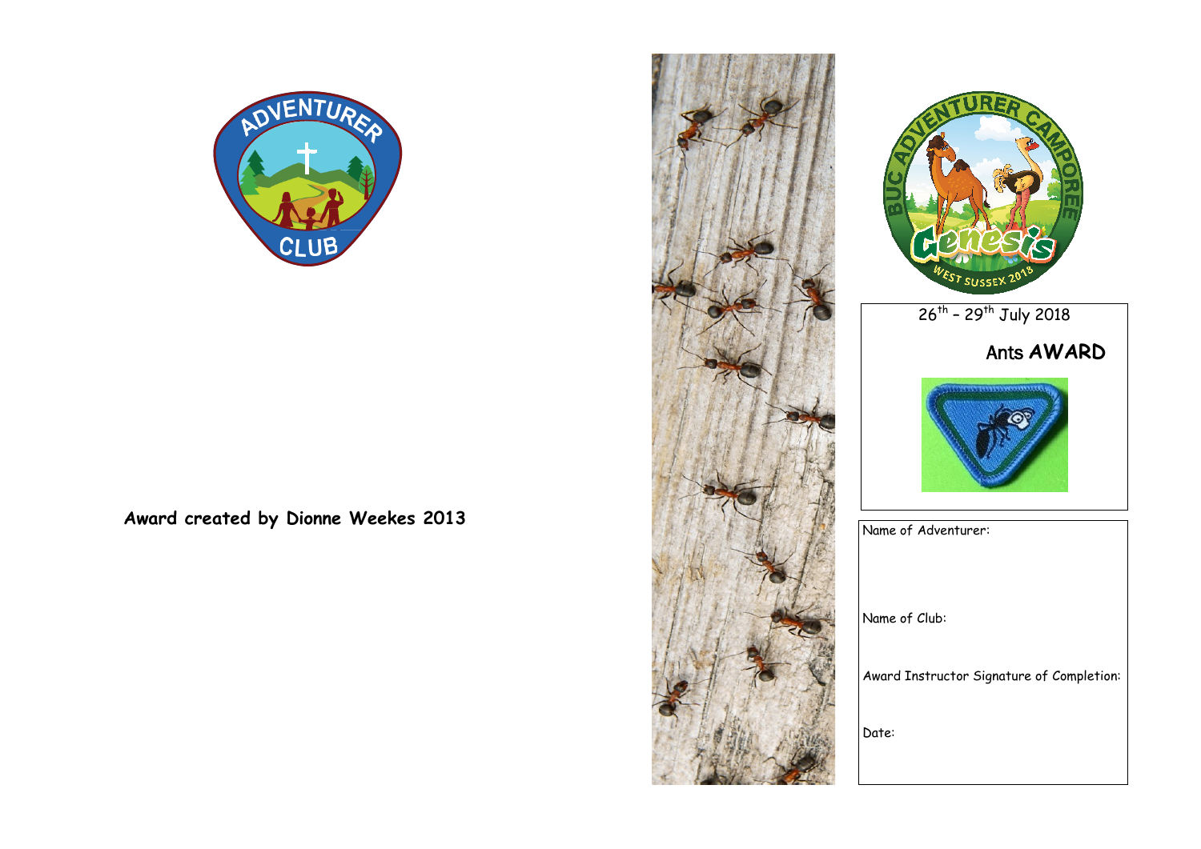**Award created by Dionne Weekes 2013**

26th – 29th July 2018

# Ants AWARD

Name of Adventurer:

Name of Club:

Award Instructor Signature of Completion:

Date: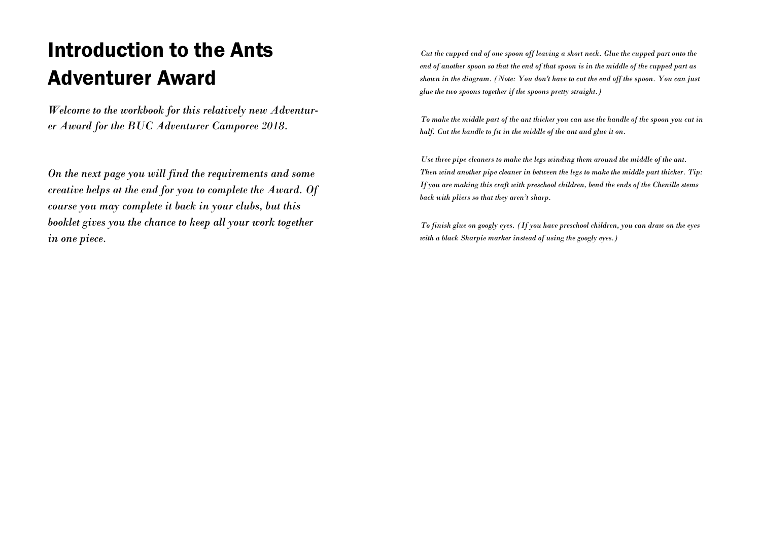# Introduction to the Ants Adventurer Award

*Welcome to the workbook for this relatively new Adventurer Award for the BUC Adventurer Camporee 2018.*

*On the next page you will find the requirements and some creative helps at the end for you to complete the Award. Of course you may complete it back in your clubs, but this booklet gives you the chance to keep all your work together in one piece.*

*Cut the cupped end of one spoon off leaving a short neck. Glue the cupped part onto the end of another spoon so that the end of that spoon is in the middle of the cupped part as shown in the diagram. (Note: You don't have to cut the end off the spoon. You can just glue the two spoons together if the spoons pretty straight.)*

*To make the middle part of the ant thicker you can use the handle of the spoon you cut in half. Cut the handle to fit in the middle of the ant and glue it on.*

*Use three pipe cleaners to make the legs winding them around the middle of the ant. Then wind another pipe cleaner in between the legs to make the middle part thicker. Tip: If you are making this craft with preschool children, bend the ends of the Chenille stems back with pliers so that they aren't sharp.*

*To finish glue on googly eyes. (If you have preschool children, you can draw on the eyes with a black Sharpie marker instead of using the googly eyes.)*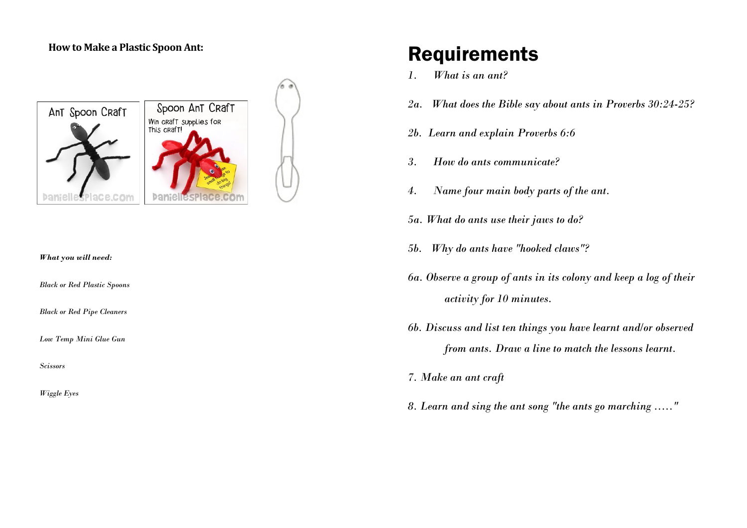**How to Make a Plastic Spoon Ant:**

*What you will need:*

*Black or Red Plastic Spoons*

*Black or Red Pipe Cleaners*

*Low Temp Mini Glue Gun*

*Scissors*

*Wiggle Eyes*

# Requirements

1. *What is an ant?*

2a. *What does the Bible say about ants in Proverbs 30:24-25?*

2b. *Learn and explain Proverbs 6:6*

3. *How do ants communicate?*

4. *Name four main body parts of the ant.*

5a. *What do ants use their jaws to do?*

5b. *Why do ants have "hooked claws"?*

6a. *Observe a group of ants in its colony and keep a log of their activity for 10 minutes.*

6b. *Discuss and list ten things you have learnt and/or observed from ants. Draw a line to match the lessons learnt.*

7. *Make an ant craft*

8. *Learn and sing the ant song "the ants go marching ….."*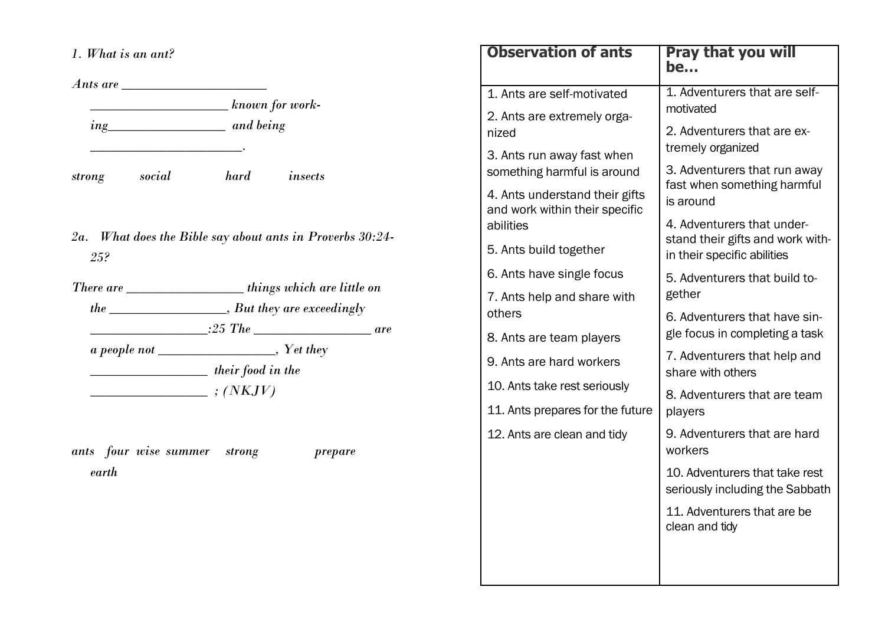*1. What is an ant?*

*Ants are _____________________*

*_____________________ known for working_________________ and being*

*_______________________.*

*strong      social      hard      insects*

*2a. What does the Bible say about ants in Proverbs 30:24-25?*

*There are _________________ things which are little on the _________________, But they are exceedingly _________________:25 The _________________ are a people not _________________, Yet they _________________ their food in the _________________ ; (NKJV)*

*ants  four  wise  summer  strong  prepare  earth*

| Observation of ants | Pray that you will be… |
|---|---|
| 1. Ants are self-motivated | 1. Adventurers that are self-motivated |
| 2. Ants are extremely organized | 2. Adventurers that are extremely organized |
| 3. Ants run away fast when something harmful is around | 3. Adventurers that run away fast when something harmful is around |
| 4. Ants understand their gifts and work within their specific abilities | 4. Adventurers that understand their gifts and work within their specific abilities |
| 5. Ants build together | 5. Adventurers that build together |
| 6. Ants have single focus | 6. Adventurers that have single focus in completing a task |
| 7. Ants help and share with others | 7. Adventurers that help and share with others |
| 8. Ants are team players | 8. Adventurers that are team players |
| 9. Ants are hard workers | 9. Adventurers that are hard workers |
| 10. Ants take rest seriously | 10. Adventurers that take rest seriously including the Sabbath |
| 11. Ants prepares for the future | 11. Adventurers that are be clean and tidy |
| 12. Ants are clean and tidy | |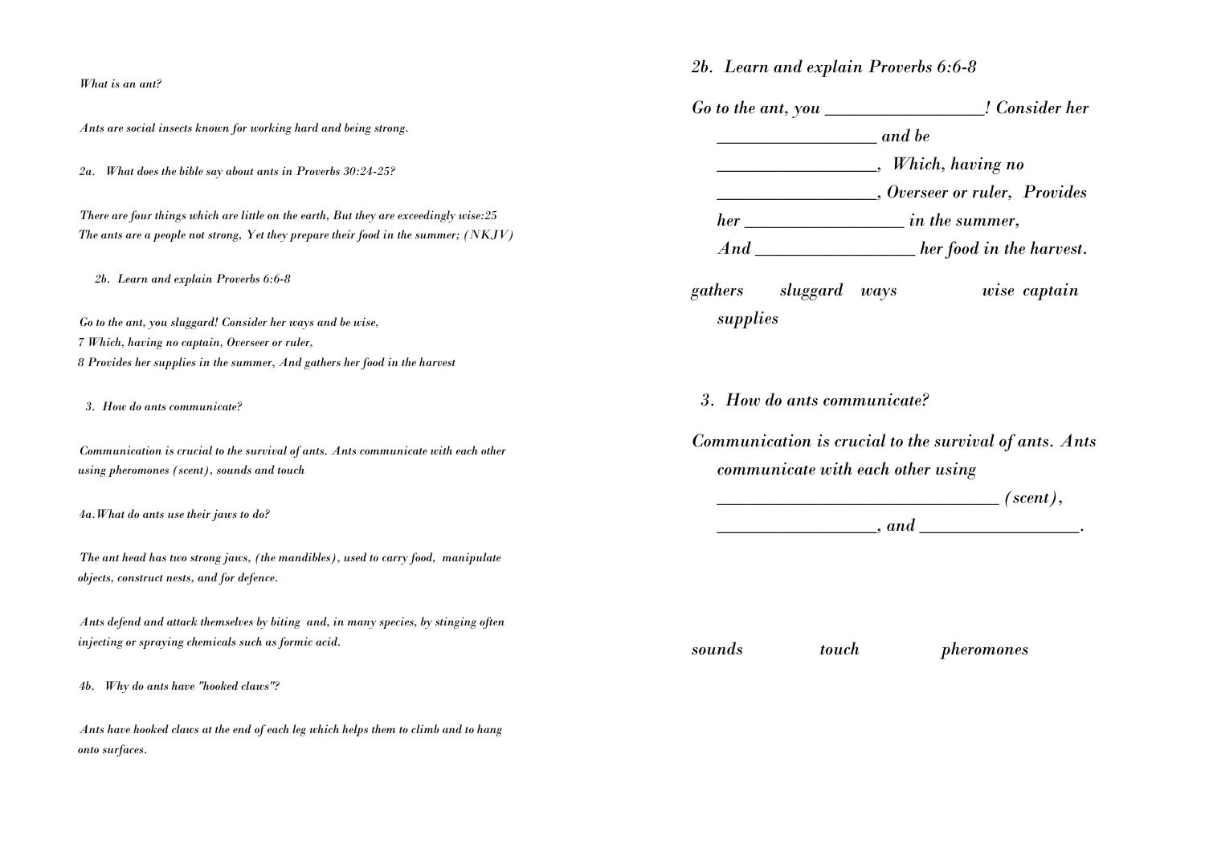*What is an ant?*

*Ants are social insects known for working hard and being strong.*

*2a. What does the bible say about ants in Proverbs 30:24-25?*

*There are four things which are little on the earth, But they are exceedingly wise:25*
*The ants are a people not strong, Yet they prepare their food in the summer; (NKJV)*

*2b. Learn and explain Proverbs 6:6-8*

*Go to the ant, you sluggard! Consider her ways and be wise,*
*7 Which, having no captain, Overseer or ruler,*
*8 Provides her supplies in the summer, And gathers her food in the harvest*

*3. How do ants communicate?*

*Communication is crucial to the survival of ants. Ants communicate with each other using pheromones (scent), sounds and touch*

*4a.What do ants use their jaws to do?*

*The ant head has two strong jaws, (the mandibles), used to carry food, manipulate objects, construct nests, and for defence.*

*Ants defend and attack themselves by biting and, in many species, by stinging often injecting or spraying chemicals such as formic acid.*

*4b. Why do ants have "hooked claws"?*

*Ants have hooked claws at the end of each leg which helps them to climb and to hang onto surfaces.*

## *2b. Learn and explain Proverbs 6:6-8*

*Go to the ant, you _________________! Consider her _________________ and be _________________, Which, having no _________________, Overseer or ruler, Provides her _________________ in the summer, And _________________ her food in the harvest.*

*gathers sluggard ways wise captain supplies*

## *3. How do ants communicate?*

*Communication is crucial to the survival of ants. Ants communicate with each other using _____________________________ (scent), _________________, and _________________.*

*sounds touch pheromones*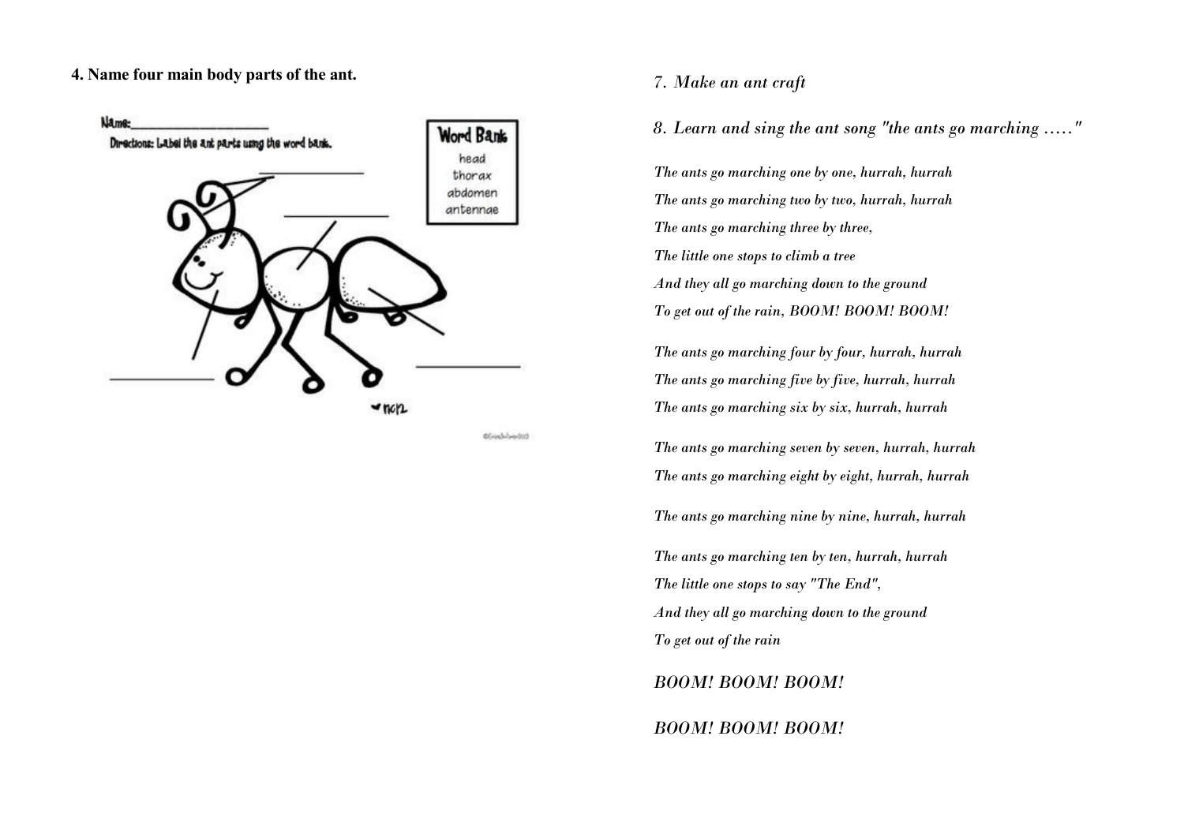**4. Name four main body parts of the ant.**

Name:___________________

Directions: Label the ant parts using the word bank.

**Word Bank**
head
thorax
abdomen
antennae

*7. Make an ant craft*

*8. Learn and sing the ant song "the ants go marching ….."*

*The ants go marching one by one, hurrah, hurrah*
*The ants go marching two by two, hurrah, hurrah*
*The ants go marching three by three,*
*The little one stops to climb a tree*
*And they all go marching down to the ground*
*To get out of the rain, BOOM! BOOM! BOOM!*

*The ants go marching four by four, hurrah, hurrah*
*The ants go marching five by five, hurrah, hurrah*
*The ants go marching six by six, hurrah, hurrah*

*The ants go marching seven by seven, hurrah, hurrah*
*The ants go marching eight by eight, hurrah, hurrah*

*The ants go marching nine by nine, hurrah, hurrah*

*The ants go marching ten by ten, hurrah, hurrah*
*The little one stops to say "The End",*
*And they all go marching down to the ground*
*To get out of the rain*

*BOOM! BOOM! BOOM!*

*BOOM! BOOM! BOOM!*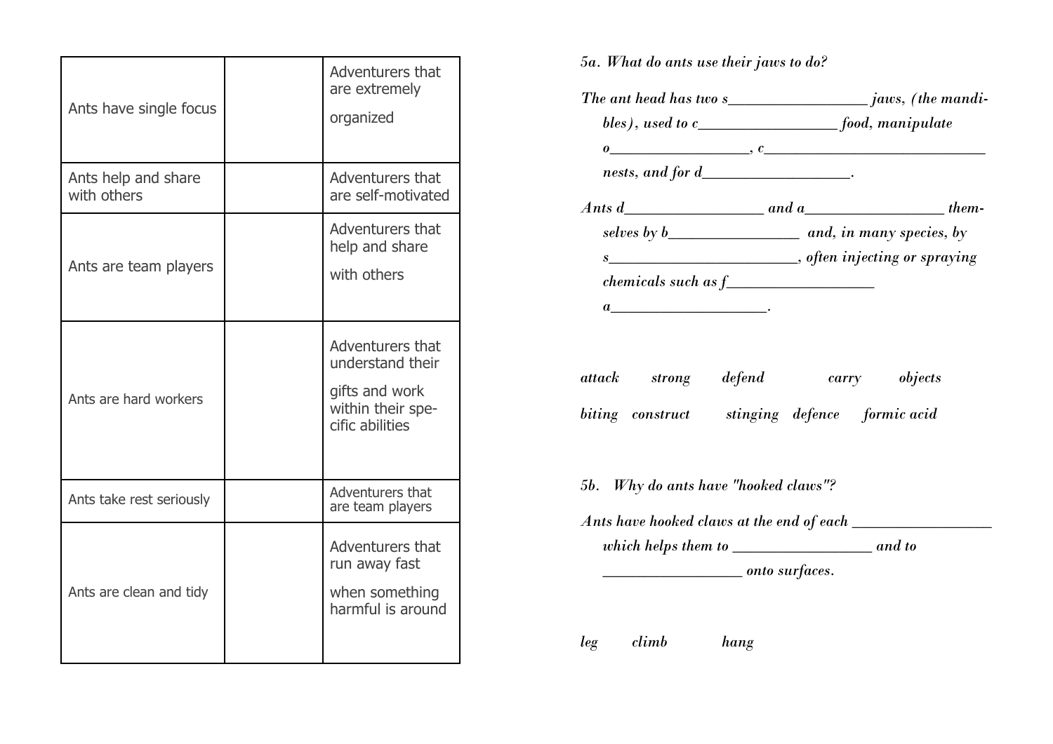| | | |
|---|---|---|
| Ants have single focus | | Adventurers that are extremely organized |
| Ants help and share with others | | Adventurers that are self-motivated |
| Ants are team players | | Adventurers that help and share with others |
| Ants are hard workers | | Adventurers that understand their gifts and work within their specific abilities |
| Ants take rest seriously | | Adventurers that are team players |
| Ants are clean and tidy | | Adventurers that run away fast when something harmful is around |

*5a. What do ants use their jaws to do?*

*The ant head has two s__________________ jaws, (the mandibles), used to c__________________ food, manipulate o__________________, c______________________________ nests, and for d___________________.*

*Ants d__________________ and a__________________ themselves by b_________________ and, in many species, by s________________________, often injecting or spraying chemicals such as f___________________ a____________________.*

*attack strong defend carry objects*

*biting construct stinging defence formic acid*

*5b. Why do ants have "hooked claws"?*

*Ants have hooked claws at the end of each __________________ which helps them to __________________ and to __________________ onto surfaces.*

*leg climb hang*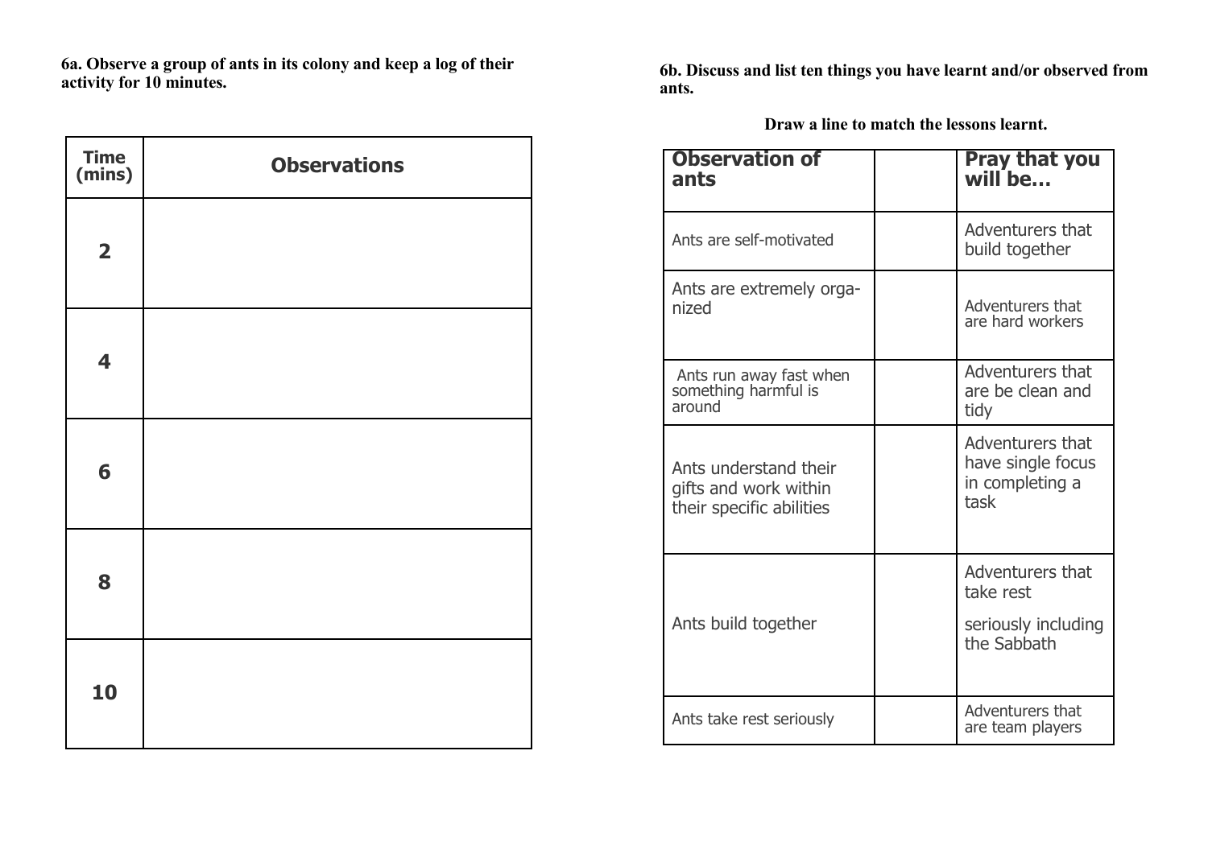**6a. Observe a group of ants in its colony and keep a log of their activity for 10 minutes.**

| Time (mins) | Observations |
|---|---|
| 2 | |
| 4 | |
| 6 | |
| 8 | |
| 10 | |

**6b. Discuss and list ten things you have learnt and/or observed from ants.**

**Draw a line to match the lessons learnt.**

| Observation of ants | | Pray that you will be… |
|---|---|---|
| Ants are self-motivated | | Adventurers that build together |
| Ants are extremely organized | | Adventurers that are hard workers |
| Ants run away fast when something harmful is around | | Adventurers that are be clean and tidy |
| Ants understand their gifts and work within their specific abilities | | Adventurers that have single focus in completing a task |
| Ants build together | | Adventurers that take rest seriously including the Sabbath |
| Ants take rest seriously | | Adventurers that are team players |